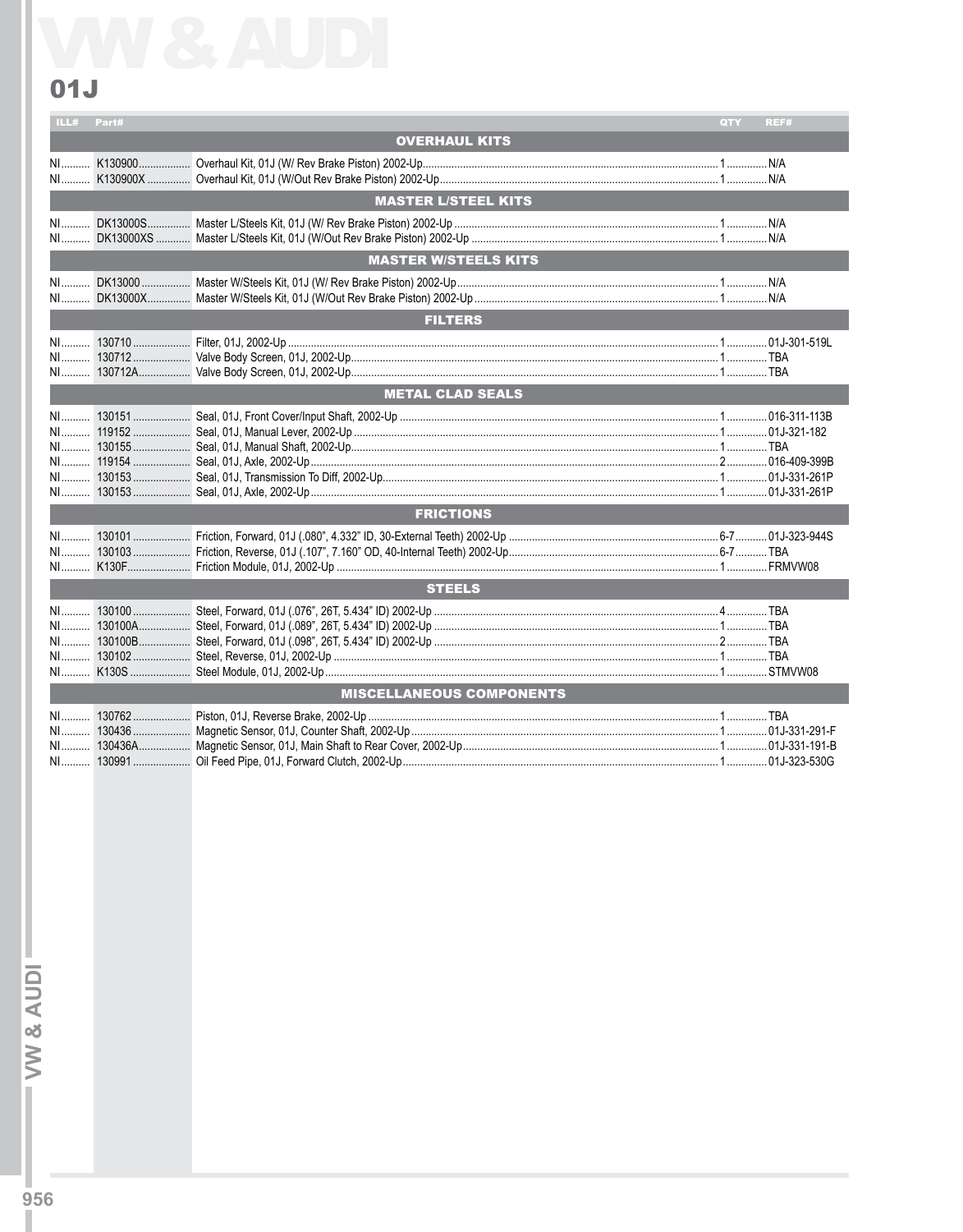# VW & AUDI

## 01J

| ILL# | Part# | Description | QTY | REF# |
|---|---|---|---|---|
| | | **OVERHAUL KITS** | | |
| NI | K130900 | Overhaul Kit, 01J (W/ Rev Brake Piston) 2002-Up | 1 | N/A |
| NI | K130900X | Overhaul Kit, 01J (W/Out Rev Brake Piston) 2002-Up | 1 | N/A |
| | | **MASTER L/STEEL KITS** | | |
| NI | DK13000S | Master L/Steels Kit, 01J (W/ Rev Brake Piston) 2002-Up | 1 | N/A |
| NI | DK13000XS | Master L/Steels Kit, 01J (W/Out Rev Brake Piston) 2002-Up | 1 | N/A |
| | | **MASTER W/STEELS KITS** | | |
| NI | DK13000 | Master W/Steels Kit, 01J (W/ Rev Brake Piston) 2002-Up | 1 | N/A |
| NI | DK13000X | Master W/Steels Kit, 01J (W/Out Rev Brake Piston) 2002-Up | 1 | N/A |
| | | **FILTERS** | | |
| NI | 130710 | Filter, 01J, 2002-Up | 1 | 01J-301-519L |
| NI | 130712 | Valve Body Screen, 01J, 2002-Up | 1 | TBA |
| NI | 130712A | Valve Body Screen, 01J, 2002-Up | 1 | TBA |
| | | **METAL CLAD SEALS** | | |
| NI | 130151 | Seal, 01J, Front Cover/Input Shaft, 2002-Up | 1 | 016-311-113B |
| NI | 119152 | Seal, 01J, Manual Lever, 2002-Up | 1 | 01J-321-182 |
| NI | 130155 | Seal, 01J, Manual Shaft, 2002-Up | 1 | TBA |
| NI | 119154 | Seal, 01J, Axle, 2002-Up | 2 | 016-409-399B |
| NI | 130153 | Seal, 01J, Transmission To Diff, 2002-Up | 1 | 01J-331-261P |
| NI | 130153 | Seal, 01J, Axle, 2002-Up | 1 | 01J-331-261P |
| | | **FRICTIONS** | | |
| NI | 130101 | Friction, Forward, 01J (.080", 4.332" ID, 30-External Teeth) 2002-Up | 6-7 | 01J-323-944S |
| NI | 130103 | Friction, Reverse, 01J (.107", 7.160" OD, 40-Internal Teeth) 2002-Up | 6-7 | TBA |
| NI | K130F | Friction Module, 01J, 2002-Up | 1 | FRMVW08 |
| | | **STEELS** | | |
| NI | 130100 | Steel, Forward, 01J (.076", 26T, 5.434" ID) 2002-Up | 4 | TBA |
| NI | 130100A | Steel, Forward, 01J (.089", 26T, 5.434" ID) 2002-Up | 1 | TBA |
| NI | 130100B | Steel, Forward, 01J (.098", 26T, 5.434" ID) 2002-Up | 2 | TBA |
| NI | 130102 | Steel, Reverse, 01J, 2002-Up | 1 | TBA |
| NI | K130S | Steel Module, 01J, 2002-Up | 1 | STMVW08 |
| | | **MISCELLANEOUS COMPONENTS** | | |
| NI | 130762 | Piston, 01J, Reverse Brake, 2002-Up | 1 | TBA |
| NI | 130436 | Magnetic Sensor, 01J, Counter Shaft, 2002-Up | 1 | 01J-331-291-F |
| NI | 130436A | Magnetic Sensor, 01J, Main Shaft to Rear Cover, 2002-Up | 1 | 01J-331-191-B |
| NI | 130991 | Oil Feed Pipe, 01J, Forward Clutch, 2002-Up | 1 | 01J-323-530G |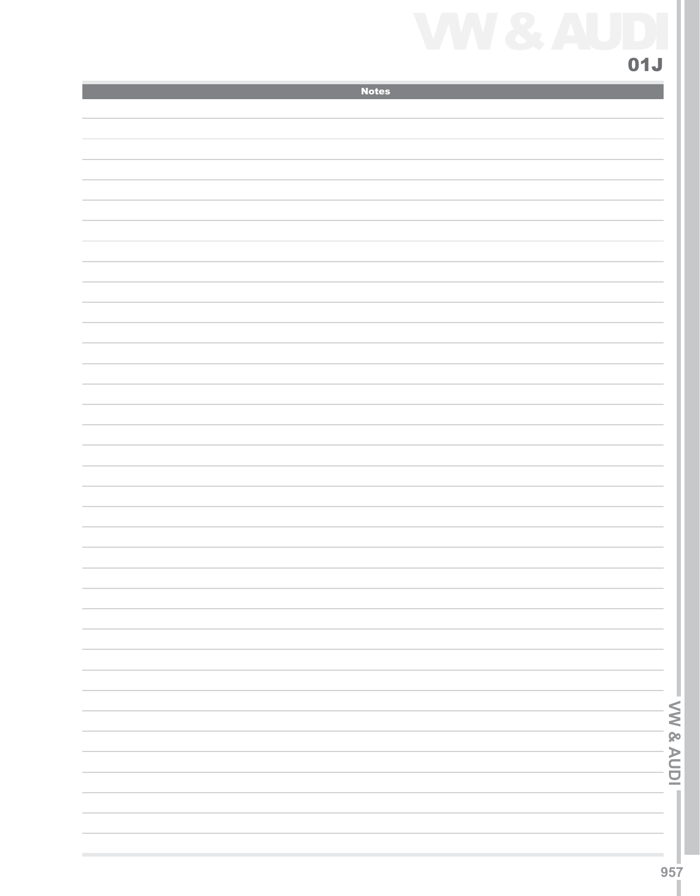## Notes